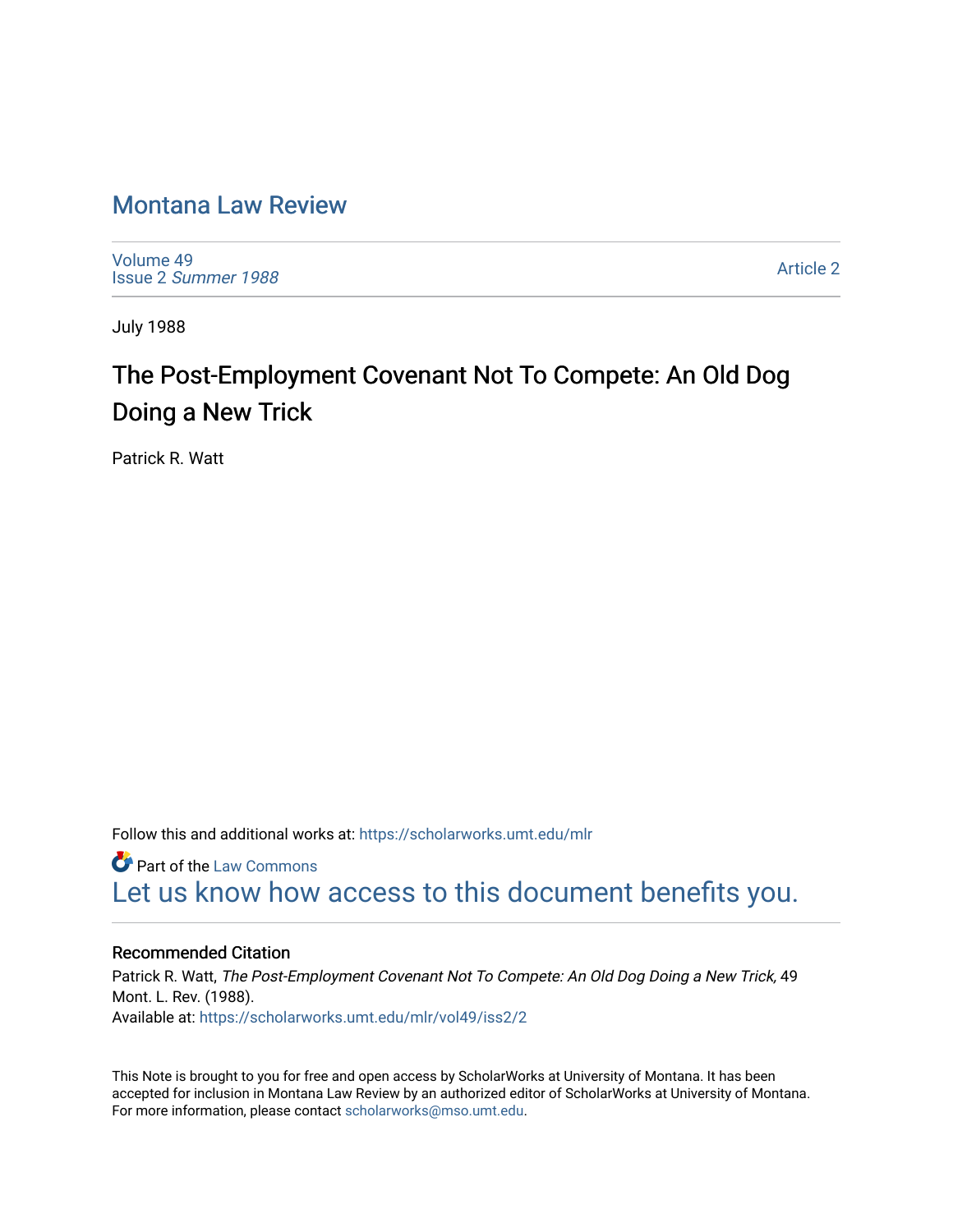# Montana Law Review

Volume 49
Issue 2 *Summer 1988*

Article 2

July 1988

## The Post-Employment Covenant Not To Compete: An Old Dog Doing a New Trick

Patrick R. Watt

Follow this and additional works at: https://scholarworks.umt.edu/mlr

Part of the Law Commons

Let us know how access to this document benefits you.

### Recommended Citation

Patrick R. Watt, *The Post-Employment Covenant Not To Compete: An Old Dog Doing a New Trick,* 49 Mont. L. Rev. (1988).
Available at: https://scholarworks.umt.edu/mlr/vol49/iss2/2

This Note is brought to you for free and open access by ScholarWorks at University of Montana. It has been accepted for inclusion in Montana Law Review by an authorized editor of ScholarWorks at University of Montana. For more information, please contact scholarworks@mso.umt.edu.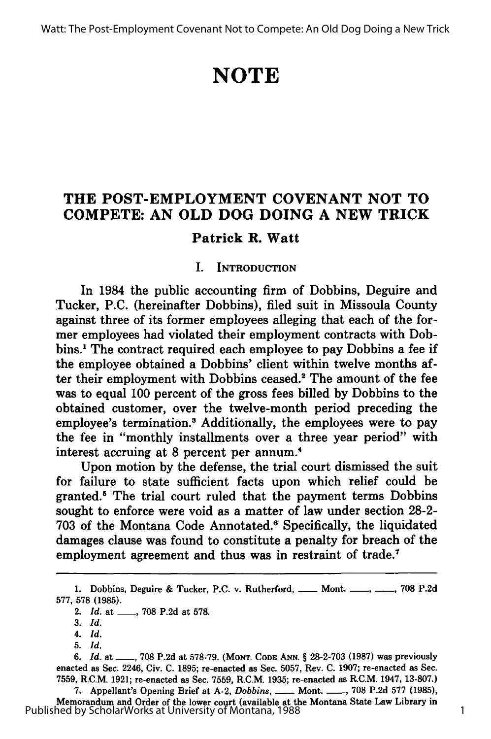# NOTE

## THE POST-EMPLOYMENT COVENANT NOT TO COMPETE: AN OLD DOG DOING A NEW TRICK

**Patrick R. Watt**

### I. INTRODUCTION

In 1984 the public accounting firm of Dobbins, Deguire and Tucker, P.C. (hereinafter Dobbins), filed suit in Missoula County against three of its former employees alleging that each of the former employees had violated their employment contracts with Dobbins.[1] The contract required each employee to pay Dobbins a fee if the employee obtained a Dobbins' client within twelve months after their employment with Dobbins ceased.[2] The amount of the fee was to equal 100 percent of the gross fees billed by Dobbins to the obtained customer, over the twelve-month period preceding the employee's termination.[3] Additionally, the employees were to pay the fee in "monthly installments over a three year period" with interest accruing at 8 percent per annum.[4]

Upon motion by the defense, the trial court dismissed the suit for failure to state sufficient facts upon which relief could be granted.[5] The trial court ruled that the payment terms Dobbins sought to enforce were void as a matter of law under section 28-2-703 of the Montana Code Annotated.[6] Specifically, the liquidated damages clause was found to constitute a penalty for breach of the employment agreement and thus was in restraint of trade.[7]

---

1. Dobbins, Deguire & Tucker, P.C. v. Rutherford, ___ Mont. ___, ___, 708 P.2d 577, 578 (1985).

2. *Id.* at ___, 708 P.2d at 578.

3. *Id.*

4. *Id.*

5. *Id.*

6. *Id.* at ___, 708 P.2d at 578-79. (MONT. CODE ANN. § 28-2-703 (1987) was previously enacted as Sec. 2246, Civ. C. 1895; re-enacted as Sec. 5057, Rev. C. 1907; re-enacted as Sec. 7559, R.C.M. 1921; re-enacted as Sec. 7559, R.C.M. 1935; re-enacted as R.C.M. 1947, 13-807.)

7. Appellant's Opening Brief at A-2, *Dobbins*, ___ Mont. ___, 708 P.2d 577 (1985), Memorandum and Order of the lower court (available at the Montana State Law Library in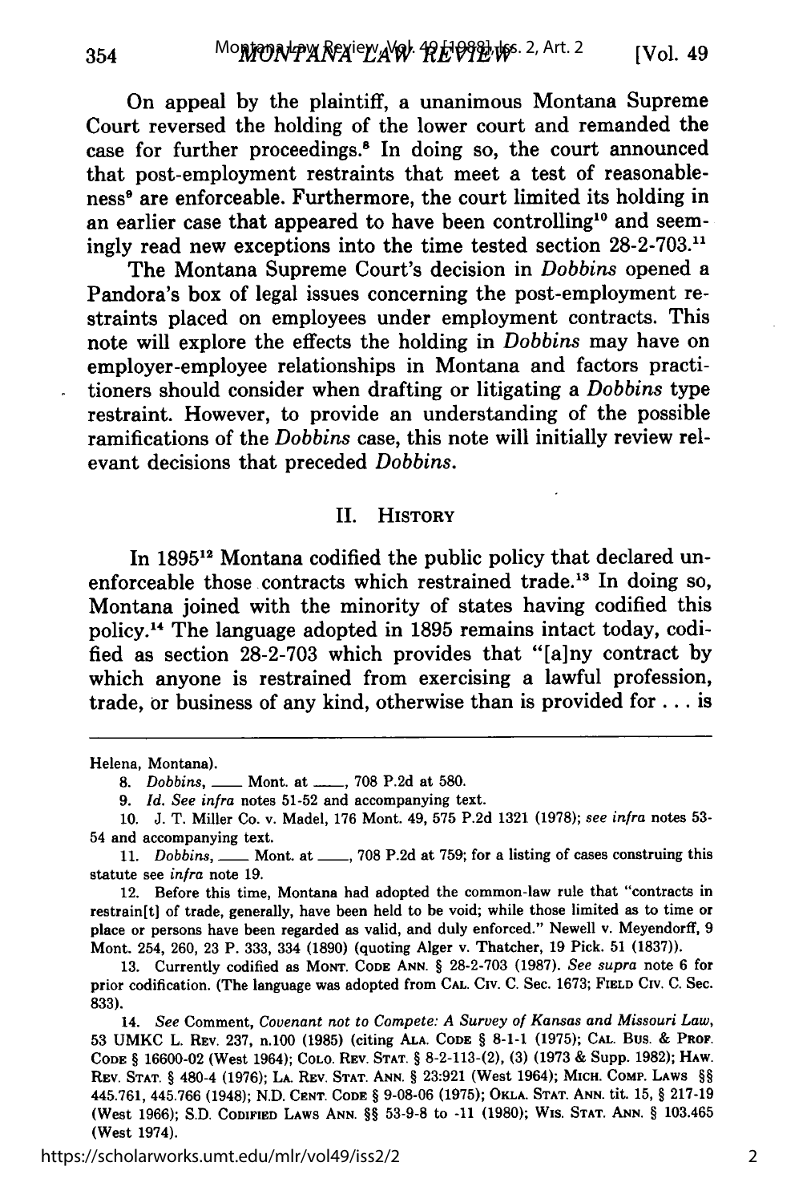On appeal by the plaintiff, a unanimous Montana Supreme Court reversed the holding of the lower court and remanded the case for further proceedings.[8] In doing so, the court announced that post-employment restraints that meet a test of reasonableness[9] are enforceable. Furthermore, the court limited its holding in an earlier case that appeared to have been controlling[10] and seemingly read new exceptions into the time tested section 28-2-703.[11]

The Montana Supreme Court's decision in *Dobbins* opened a Pandora's box of legal issues concerning the post-employment restraints placed on employees under employment contracts. This note will explore the effects the holding in *Dobbins* may have on employer-employee relationships in Montana and factors practitioners should consider when drafting or litigating a *Dobbins* type restraint. However, to provide an understanding of the possible ramifications of the *Dobbins* case, this note will initially review relevant decisions that preceded *Dobbins*.

## II. History

In 1895[12] Montana codified the public policy that declared unenforceable those contracts which restrained trade.[13] In doing so, Montana joined with the minority of states having codified this policy.[14] The language adopted in 1895 remains intact today, codified as section 28-2-703 which provides that "[a]ny contract by which anyone is restrained from exercising a lawful profession, trade, or business of any kind, otherwise than is provided for . . . is

---

Helena, Montana).

8. *Dobbins*, ___ Mont. at ___, 708 P.2d at 580.

9. *Id. See infra* notes 51-52 and accompanying text.

10. J. T. Miller Co. v. Madel, 176 Mont. 49, 575 P.2d 1321 (1978); *see infra* notes 53-54 and accompanying text.

11. *Dobbins*, ___ Mont. at ___, 708 P.2d at 759; for a listing of cases construing this statute see *infra* note 19.

12. Before this time, Montana had adopted the common-law rule that "contracts in restrain[t] of trade, generally, have been held to be void; while those limited as to time or place or persons have been regarded as valid, and duly enforced." Newell v. Meyendorff, 9 Mont. 254, 260, 23 P. 333, 334 (1890) (quoting Alger v. Thatcher, 19 Pick. 51 (1837)).

13. Currently codified as MONT. CODE ANN. § 28-2-703 (1987). *See supra* note 6 for prior codification. (The language was adopted from CAL. CIV. C. Sec. 1673; FIELD CIV. C. Sec. 833).

14. *See* Comment, *Covenant not to Compete: A Survey of Kansas and Missouri Law*, 53 UMKC L. REV. 237, n.100 (1985) (citing ALA. CODE § 8-1-1 (1975); CAL. BUS. & PROF. CODE § 16600-02 (West 1964); COLO. REV. STAT. § 8-2-113-(2), (3) (1973 & Supp. 1982); HAW. REV. STAT. § 480-4 (1976); LA. REV. STAT. ANN. § 23:921 (West 1964); MICH. COMP. LAWS §§ 445.761, 445.766 (1948); N.D. CENT. CODE § 9-08-06 (1975); OKLA. STAT. ANN. tit. 15, § 217-19 (West 1966); S.D. CODIFIED LAWS ANN. §§ 53-9-8 to -11 (1980); WIS. STAT. ANN. § 103.465 (West 1974).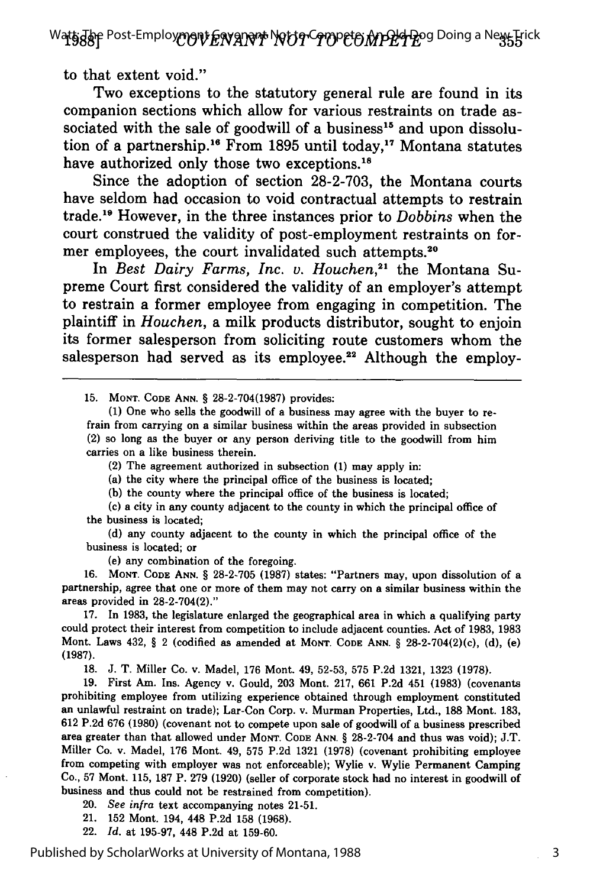to that extent void."

Two exceptions to the statutory general rule are found in its companion sections which allow for various restraints on trade associated with the sale of goodwill of a business[15] and upon dissolution of a partnership.[16] From 1895 until today,[17] Montana statutes have authorized only those two exceptions.[18]

Since the adoption of section 28-2-703, the Montana courts have seldom had occasion to void contractual attempts to restrain trade.[19] However, in the three instances prior to *Dobbins* when the court construed the validity of post-employment restraints on former employees, the court invalidated such attempts.[20]

In *Best Dairy Farms, Inc. v. Houchen*,[21] the Montana Supreme Court first considered the validity of an employer's attempt to restrain a former employee from engaging in competition. The plaintiff in *Houchen*, a milk products distributor, sought to enjoin its former salesperson from soliciting route customers whom the salesperson had served as its employee.[22] Although the employ-

---

15. MONT. CODE ANN. § 28-2-704(1987) provides:

(1) One who sells the goodwill of a business may agree with the buyer to refrain from carrying on a similar business within the areas provided in subsection (2) so long as the buyer or any person deriving title to the goodwill from him carries on a like business therein.

(2) The agreement authorized in subsection (1) may apply in:

(a) the city where the principal office of the business is located;

(b) the county where the principal office of the business is located;

(c) a city in any county adjacent to the county in which the principal office of the business is located;

(d) any county adjacent to the county in which the principal office of the business is located; or

(e) any combination of the foregoing.

16. MONT. CODE ANN. § 28-2-705 (1987) states: "Partners may, upon dissolution of a partnership, agree that one or more of them may not carry on a similar business within the areas provided in 28-2-704(2)."

17. In 1983, the legislature enlarged the geographical area in which a qualifying party could protect their interest from competition to include adjacent counties. Act of 1983, 1983 Mont. Laws 432, § 2 (codified as amended at MONT. CODE ANN. § 28-2-704(2)(c), (d), (e) (1987).

18. J. T. Miller Co. v. Madel, 176 Mont. 49, 52-53, 575 P.2d 1321, 1323 (1978).

19. First Am. Ins. Agency v. Gould, 203 Mont. 217, 661 P.2d 451 (1983) (covenants prohibiting employee from utilizing experience obtained through employment constituted an unlawful restraint on trade); Lar-Con Corp. v. Murman Properties, Ltd., 188 Mont. 183, 612 P.2d 676 (1980) (covenant not to compete upon sale of goodwill of a business prescribed area greater than that allowed under MONT. CODE ANN. § 28-2-704 and thus was void); J.T. Miller Co. v. Madel, 176 Mont. 49, 575 P.2d 1321 (1978) (covenant prohibiting employee from competing with employer was not enforceable); Wylie v. Wylie Permanent Camping Co., 57 Mont. 115, 187 P. 279 (1920) (seller of corporate stock had no interest in goodwill of business and thus could not be restrained from competition).

20. *See infra* text accompanying notes 21-51.

21. 152 Mont. 194, 448 P.2d 158 (1968).

22. *Id.* at 195-97, 448 P.2d at 159-60.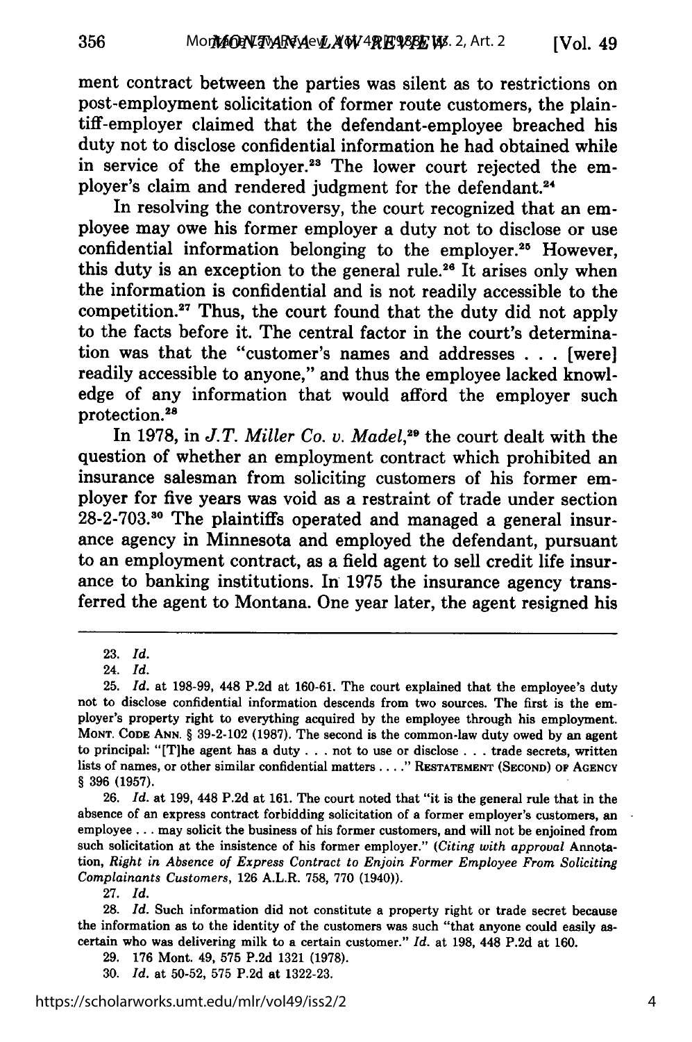ment contract between the parties was silent as to restrictions on post-employment solicitation of former route customers, the plaintiff-employer claimed that the defendant-employee breached his duty not to disclose confidential information he had obtained while in service of the employer.[23] The lower court rejected the employer's claim and rendered judgment for the defendant.[24]

In resolving the controversy, the court recognized that an employee may owe his former employer a duty not to disclose or use confidential information belonging to the employer.[25] However, this duty is an exception to the general rule.[26] It arises only when the information is confidential and is not readily accessible to the competition.[27] Thus, the court found that the duty did not apply to the facts before it. The central factor in the court's determination was that the "customer's names and addresses . . . [were] readily accessible to anyone," and thus the employee lacked knowledge of any information that would afford the employer such protection.[28]

In 1978, in *J.T. Miller Co. v. Madel*,[29] the court dealt with the question of whether an employment contract which prohibited an insurance salesman from soliciting customers of his former employer for five years was void as a restraint of trade under section 28-2-703.[30] The plaintiffs operated and managed a general insurance agency in Minnesota and employed the defendant, pursuant to an employment contract, as a field agent to sell credit life insurance to banking institutions. In 1975 the insurance agency transferred the agent to Montana. One year later, the agent resigned his

---

23. *Id.*

24. *Id.*

25. *Id.* at 198-99, 448 P.2d at 160-61. The court explained that the employee's duty not to disclose confidential information descends from two sources. The first is the employer's property right to everything acquired by the employee through his employment. MONT. CODE ANN. § 39-2-102 (1987). The second is the common-law duty owed by an agent to principal: "[T]he agent has a duty . . . not to use or disclose . . . trade secrets, written lists of names, or other similar confidential matters . . . ." RESTATEMENT (SECOND) OF AGENCY § 396 (1957).

26. *Id.* at 199, 448 P.2d at 161. The court noted that "it is the general rule that in the absence of an express contract forbidding solicitation of a former employer's customers, an employee . . . may solicit the business of his former customers, and will not be enjoined from such solicitation at the insistence of his former employer." (*Citing with approval* Annotation, *Right in Absence of Express Contract to Enjoin Former Employee From Soliciting Complainants Customers*, 126 A.L.R. 758, 770 (1940)).

27. *Id.*

28. *Id.* Such information did not constitute a property right or trade secret because the information as to the identity of the customers was such "that anyone could easily ascertain who was delivering milk to a certain customer." *Id.* at 198, 448 P.2d at 160.

29. 176 Mont. 49, 575 P.2d 1321 (1978).

30. *Id.* at 50-52, 575 P.2d at 1322-23.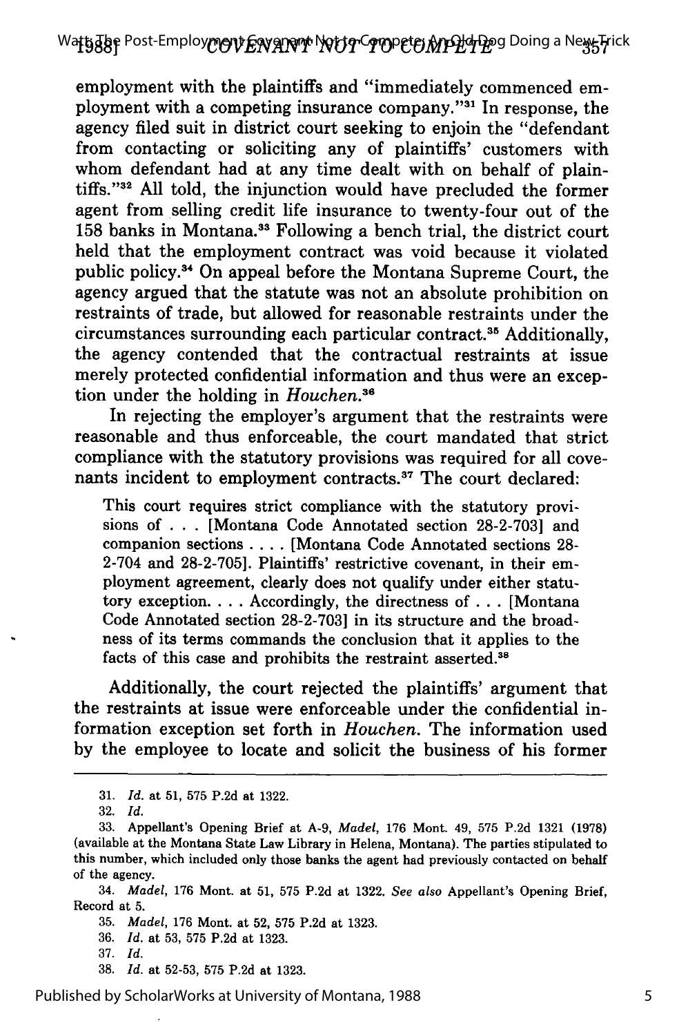employment with the plaintiffs and "immediately commenced employment with a competing insurance company."[31] In response, the agency filed suit in district court seeking to enjoin the "defendant from contacting or soliciting any of plaintiffs' customers with whom defendant had at any time dealt with on behalf of plaintiffs."[32] All told, the injunction would have precluded the former agent from selling credit life insurance to twenty-four out of the 158 banks in Montana.[33] Following a bench trial, the district court held that the employment contract was void because it violated public policy.[34] On appeal before the Montana Supreme Court, the agency argued that the statute was not an absolute prohibition on restraints of trade, but allowed for reasonable restraints under the circumstances surrounding each particular contract.[35] Additionally, the agency contended that the contractual restraints at issue merely protected confidential information and thus were an exception under the holding in *Houchen*.[36]

In rejecting the employer's argument that the restraints were reasonable and thus enforceable, the court mandated that strict compliance with the statutory provisions was required for all covenants incident to employment contracts.[37] The court declared:

> This court requires strict compliance with the statutory provisions of . . . [Montana Code Annotated section 28-2-703] and companion sections . . . . [Montana Code Annotated sections 28-2-704 and 28-2-705]. Plaintiffs' restrictive covenant, in their employment agreement, clearly does not qualify under either statutory exception. . . . Accordingly, the directness of . . . [Montana Code Annotated section 28-2-703] in its structure and the broadness of its terms commands the conclusion that it applies to the facts of this case and prohibits the restraint asserted.[38]

Additionally, the court rejected the plaintiffs' argument that the restraints at issue were enforceable under the confidential information exception set forth in *Houchen*. The information used by the employee to locate and solicit the business of his former

---

31. *Id.* at 51, 575 P.2d at 1322.

32. *Id.*

33. Appellant's Opening Brief at A-9, *Madel*, 176 Mont. 49, 575 P.2d 1321 (1978) (available at the Montana State Law Library in Helena, Montana). The parties stipulated to this number, which included only those banks the agent had previously contacted on behalf of the agency.

34. *Madel*, 176 Mont. at 51, 575 P.2d at 1322. *See also* Appellant's Opening Brief, Record at 5.

35. *Madel*, 176 Mont. at 52, 575 P.2d at 1323.

36. *Id.* at 53, 575 P.2d at 1323.

37. *Id.*

38. *Id.* at 52-53, 575 P.2d at 1323.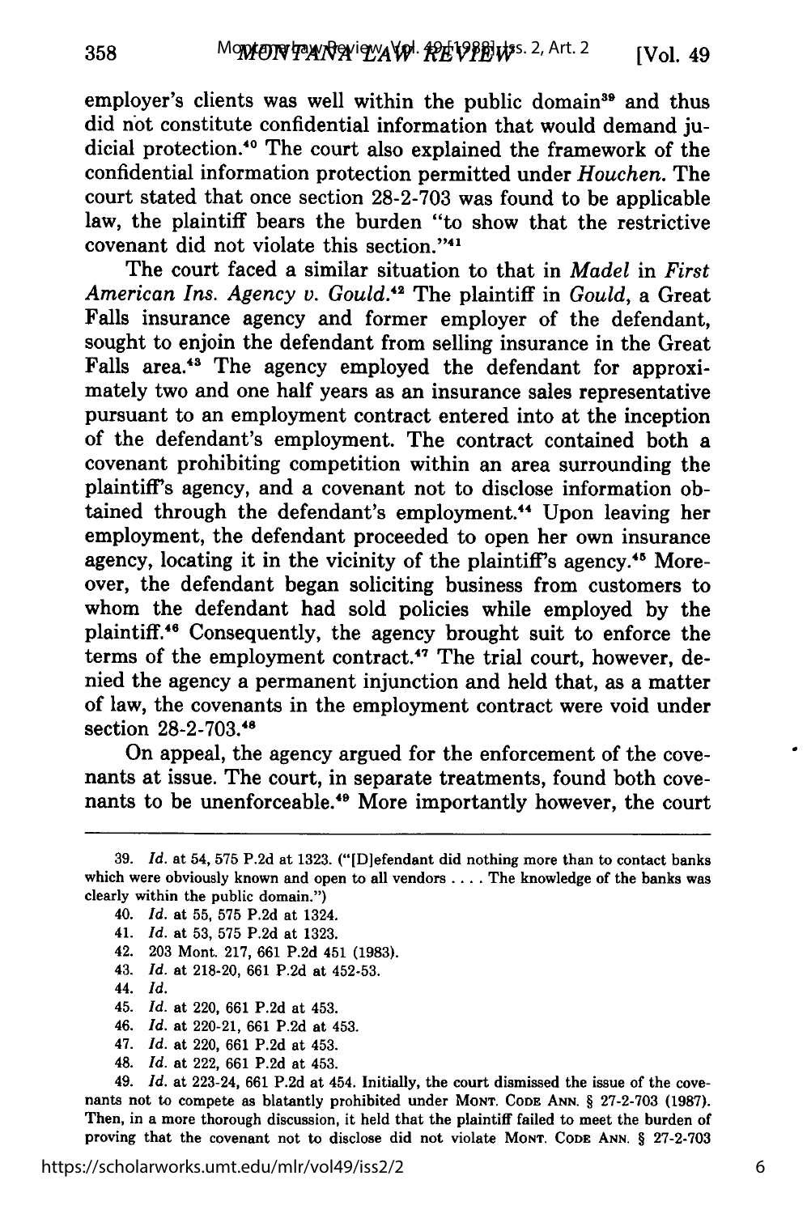employer's clients was well within the public domain[39] and thus did not constitute confidential information that would demand judicial protection.[40] The court also explained the framework of the confidential information protection permitted under *Houchen.* The court stated that once section 28-2-703 was found to be applicable law, the plaintiff bears the burden "to show that the restrictive covenant did not violate this section."[41]

The court faced a similar situation to that in *Madel* in *First American Ins. Agency v. Gould.*[42] The plaintiff in *Gould,* a Great Falls insurance agency and former employer of the defendant, sought to enjoin the defendant from selling insurance in the Great Falls area.[43] The agency employed the defendant for approximately two and one half years as an insurance sales representative pursuant to an employment contract entered into at the inception of the defendant's employment. The contract contained both a covenant prohibiting competition within an area surrounding the plaintiff's agency, and a covenant not to disclose information obtained through the defendant's employment.[44] Upon leaving her employment, the defendant proceeded to open her own insurance agency, locating it in the vicinity of the plaintiff's agency.[45] Moreover, the defendant began soliciting business from customers to whom the defendant had sold policies while employed by the plaintiff.[46] Consequently, the agency brought suit to enforce the terms of the employment contract.[47] The trial court, however, denied the agency a permanent injunction and held that, as a matter of law, the covenants in the employment contract were void under section 28-2-703.[48]

On appeal, the agency argued for the enforcement of the covenants at issue. The court, in separate treatments, found both covenants to be unenforceable.[49] More importantly however, the court

---

39. *Id.* at 54, 575 P.2d at 1323. ("[D]efendant did nothing more than to contact banks which were obviously known and open to all vendors . . . . The knowledge of the banks was clearly within the public domain.")

40. *Id.* at 55, 575 P.2d at 1324.

41. *Id.* at 53, 575 P.2d at 1323.

42. 203 Mont. 217, 661 P.2d 451 (1983).

43. *Id.* at 218-20, 661 P.2d at 452-53.

44. *Id.*

45. *Id.* at 220, 661 P.2d at 453.

46. *Id.* at 220-21, 661 P.2d at 453.

47. *Id.* at 220, 661 P.2d at 453.

48. *Id.* at 222, 661 P.2d at 453.

49. *Id.* at 223-24, 661 P.2d at 454. Initially, the court dismissed the issue of the covenants not to compete as blatantly prohibited under MONT. CODE ANN. § 27-2-703 (1987). Then, in a more thorough discussion, it held that the plaintiff failed to meet the burden of proving that the covenant not to disclose did not violate MONT. CODE ANN. § 27-2-703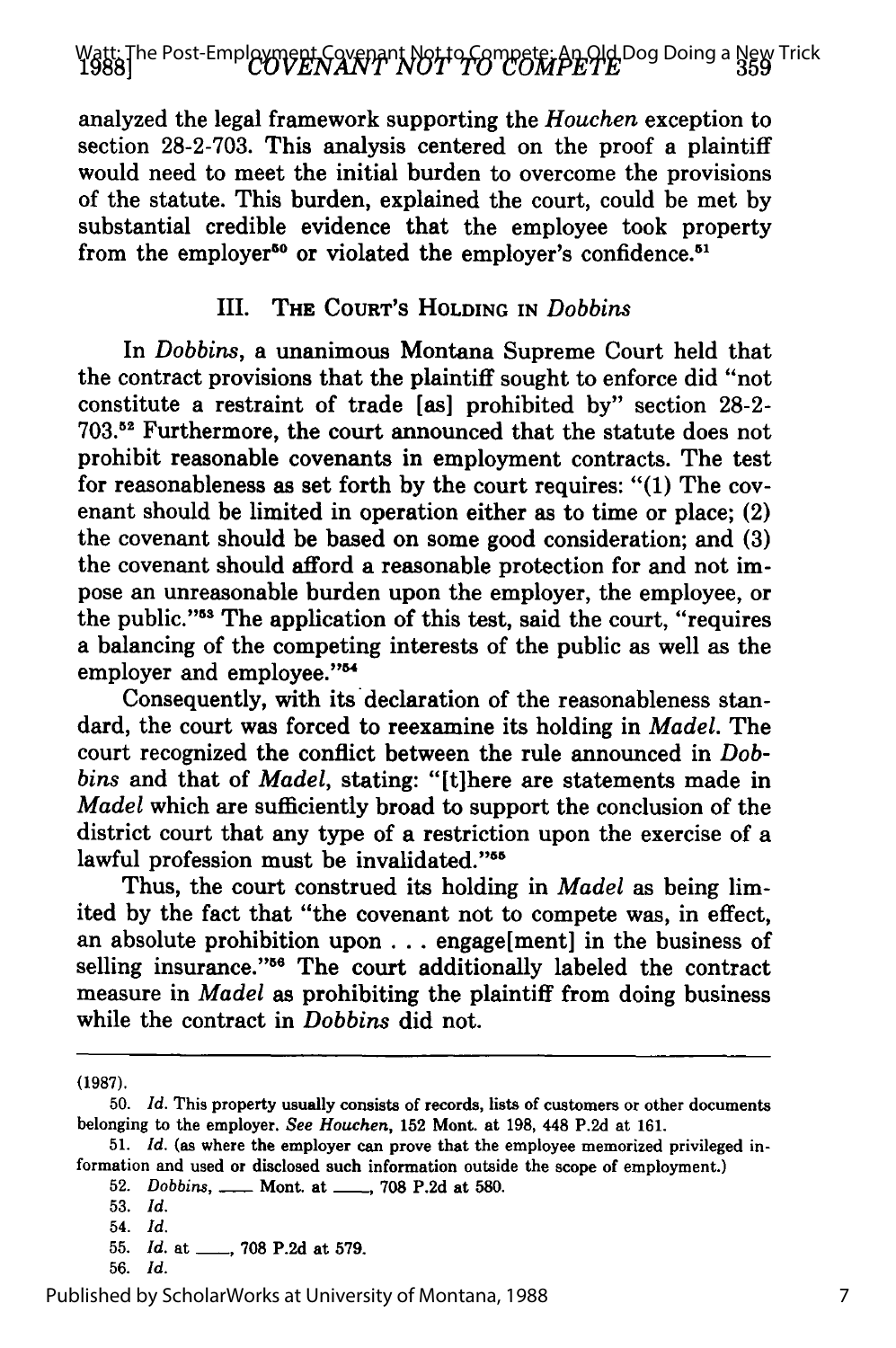analyzed the legal framework supporting the *Houchen* exception to section 28-2-703. This analysis centered on the proof a plaintiff would need to meet the initial burden to overcome the provisions of the statute. This burden, explained the court, could be met by substantial credible evidence that the employee took property from the employer[50] or violated the employer's confidence.[51]

## III. The Court's Holding in *Dobbins*

In *Dobbins*, a unanimous Montana Supreme Court held that the contract provisions that the plaintiff sought to enforce did "not constitute a restraint of trade [as] prohibited by" section 28-2-703.[52] Furthermore, the court announced that the statute does not prohibit reasonable covenants in employment contracts. The test for reasonableness as set forth by the court requires: "(1) The covenant should be limited in operation either as to time or place; (2) the covenant should be based on some good consideration; and (3) the covenant should afford a reasonable protection for and not impose an unreasonable burden upon the employer, the employee, or the public."[53] The application of this test, said the court, "requires a balancing of the competing interests of the public as well as the employer and employee."[54]

Consequently, with its declaration of the reasonableness standard, the court was forced to reexamine its holding in *Madel*. The court recognized the conflict between the rule announced in *Dobbins* and that of *Madel*, stating: "[t]here are statements made in *Madel* which are sufficiently broad to support the conclusion of the district court that any type of a restriction upon the exercise of a lawful profession must be invalidated."[55]

Thus, the court construed its holding in *Madel* as being limited by the fact that "the covenant not to compete was, in effect, an absolute prohibition upon . . . engage[ment] in the business of selling insurance."[56] The court additionally labeled the contract measure in *Madel* as prohibiting the plaintiff from doing business while the contract in *Dobbins* did not.

---

(1987).

50. *Id.* This property usually consists of records, lists of customers or other documents belonging to the employer. *See Houchen*, 152 Mont. at 198, 448 P.2d at 161.

51. *Id.* (as where the employer can prove that the employee memorized privileged information and used or disclosed such information outside the scope of employment.)

52. *Dobbins*, ___ Mont. at ___, 708 P.2d at 580.

53. *Id.*

54. *Id.*

55. *Id.* at ___, 708 P.2d at 579.

56. *Id.*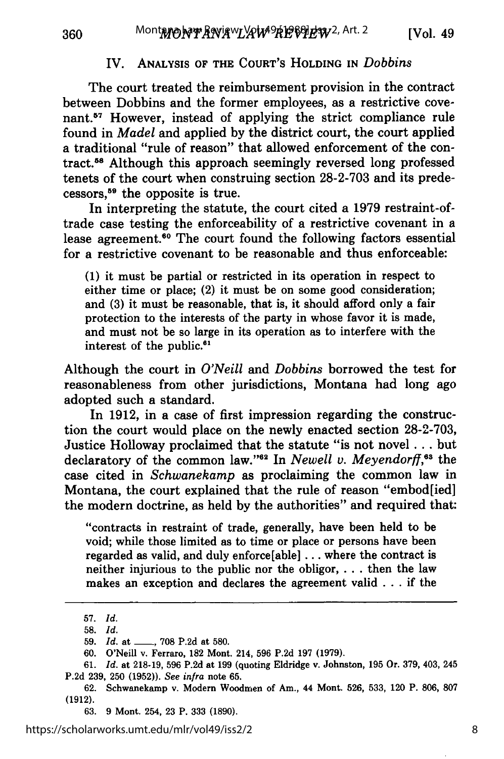## IV. ANALYSIS OF THE COURT'S HOLDING IN *Dobbins*

The court treated the reimbursement provision in the contract between Dobbins and the former employees, as a restrictive covenant.[57] However, instead of applying the strict compliance rule found in *Madel* and applied by the district court, the court applied a traditional "rule of reason" that allowed enforcement of the contract.[58] Although this approach seemingly reversed long professed tenets of the court when construing section 28-2-703 and its predecessors,[59] the opposite is true.

In interpreting the statute, the court cited a 1979 restraint-of-trade case testing the enforceability of a restrictive covenant in a lease agreement.[60] The court found the following factors essential for a restrictive covenant to be reasonable and thus enforceable:

> (1) it must be partial or restricted in its operation in respect to either time or place; (2) it must be on some good consideration; and (3) it must be reasonable, that is, it should afford only a fair protection to the interests of the party in whose favor it is made, and must not be so large in its operation as to interfere with the interest of the public.[61]

Although the court in *O'Neill* and *Dobbins* borrowed the test for reasonableness from other jurisdictions, Montana had long ago adopted such a standard.

In 1912, in a case of first impression regarding the construction the court would place on the newly enacted section 28-2-703, Justice Holloway proclaimed that the statute "is not novel . . . but declaratory of the common law."[62] In *Newell v. Meyendorff*,[63] the case cited in *Schwanekamp* as proclaiming the common law in Montana, the court explained that the rule of reason "embod[ied] the modern doctrine, as held by the authorities" and required that:

> "contracts in restraint of trade, generally, have been held to be void; while those limited as to time or place or persons have been regarded as valid, and duly enforce[able] . . . where the contract is neither injurious to the public nor the obligor, . . . then the law makes an exception and declares the agreement valid . . . if the

---

57. *Id.*

58. *Id.*

59. *Id.* at \_\_\_\_, 708 P.2d at 580.

60. O'Neill v. Ferraro, 182 Mont. 214, 596 P.2d 197 (1979).

61. *Id.* at 218-19, 596 P.2d at 199 (quoting Eldridge v. Johnston, 195 Or. 379, 403, 245 P.2d 239, 250 (1952)). *See infra* note 65.

62. Schwanekamp v. Modern Woodmen of Am., 44 Mont. 526, 533, 120 P. 806, 807 (1912).

63. 9 Mont. 254, 23 P. 333 (1890).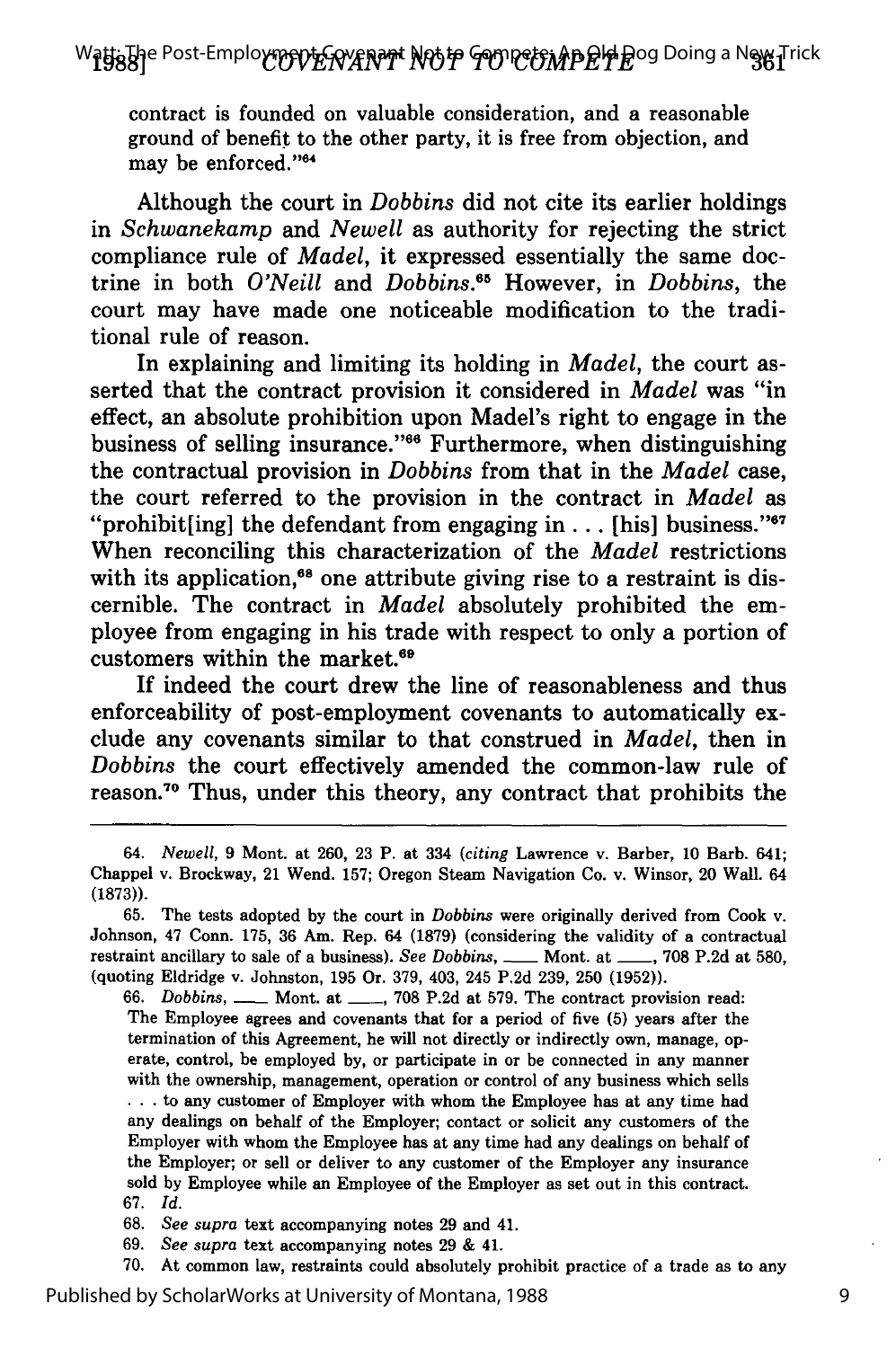contract is founded on valuable consideration, and a reasonable ground of benefit to the other party, it is free from objection, and may be enforced."[64]

Although the court in *Dobbins* did not cite its earlier holdings in *Schwanekamp* and *Newell* as authority for rejecting the strict compliance rule of *Madel*, it expressed essentially the same doctrine in both *O'Neill* and *Dobbins*.[65] However, in *Dobbins*, the court may have made one noticeable modification to the traditional rule of reason.

In explaining and limiting its holding in *Madel*, the court asserted that the contract provision it considered in *Madel* was "in effect, an absolute prohibition upon Madel's right to engage in the business of selling insurance."[66] Furthermore, when distinguishing the contractual provision in *Dobbins* from that in the *Madel* case, the court referred to the provision in the contract in *Madel* as "prohibit[ing] the defendant from engaging in . . . [his] business."[67] When reconciling this characterization of the *Madel* restrictions with its application,[68] one attribute giving rise to a restraint is discernible. The contract in *Madel* absolutely prohibited the employee from engaging in his trade with respect to only a portion of customers within the market.[69]

If indeed the court drew the line of reasonableness and thus enforceability of post-employment covenants to automatically exclude any covenants similar to that construed in *Madel*, then in *Dobbins* the court effectively amended the common-law rule of reason.[70] Thus, under this theory, any contract that prohibits the

---

64. *Newell*, 9 Mont. at 260, 23 P. at 334 (*citing* Lawrence v. Barber, 10 Barb. 641; Chappel v. Brockway, 21 Wend. 157; Oregon Steam Navigation Co. v. Winsor, 20 Wall. 64 (1873)).

65. The tests adopted by the court in *Dobbins* were originally derived from Cook v. Johnson, 47 Conn. 175, 36 Am. Rep. 64 (1879) (considering the validity of a contractual restraint ancillary to sale of a business). *See Dobbins*, ___ Mont. at ___, 708 P.2d at 580, (quoting Eldridge v. Johnston, 195 Or. 379, 403, 245 P.2d 239, 250 (1952)).

66. *Dobbins*, ___ Mont. at ___, 708 P.2d at 579. The contract provision read:
The Employee agrees and covenants that for a period of five (5) years after the termination of this Agreement, he will not directly or indirectly own, manage, operate, control, be employed by, or participate in or be connected in any manner with the ownership, management, operation or control of any business which sells . . . to any customer of Employer with whom the Employee has at any time had any dealings on behalf of the Employer; contact or solicit any customers of the Employer with whom the Employee has at any time had any dealings on behalf of the Employer; or sell or deliver to any customer of the Employer any insurance sold by Employee while an Employee of the Employer as set out in this contract.

67. *Id.*

68. *See supra* text accompanying notes 29 and 41.

69. *See supra* text accompanying notes 29 & 41.

70. At common law, restraints could absolutely prohibit practice of a trade as to any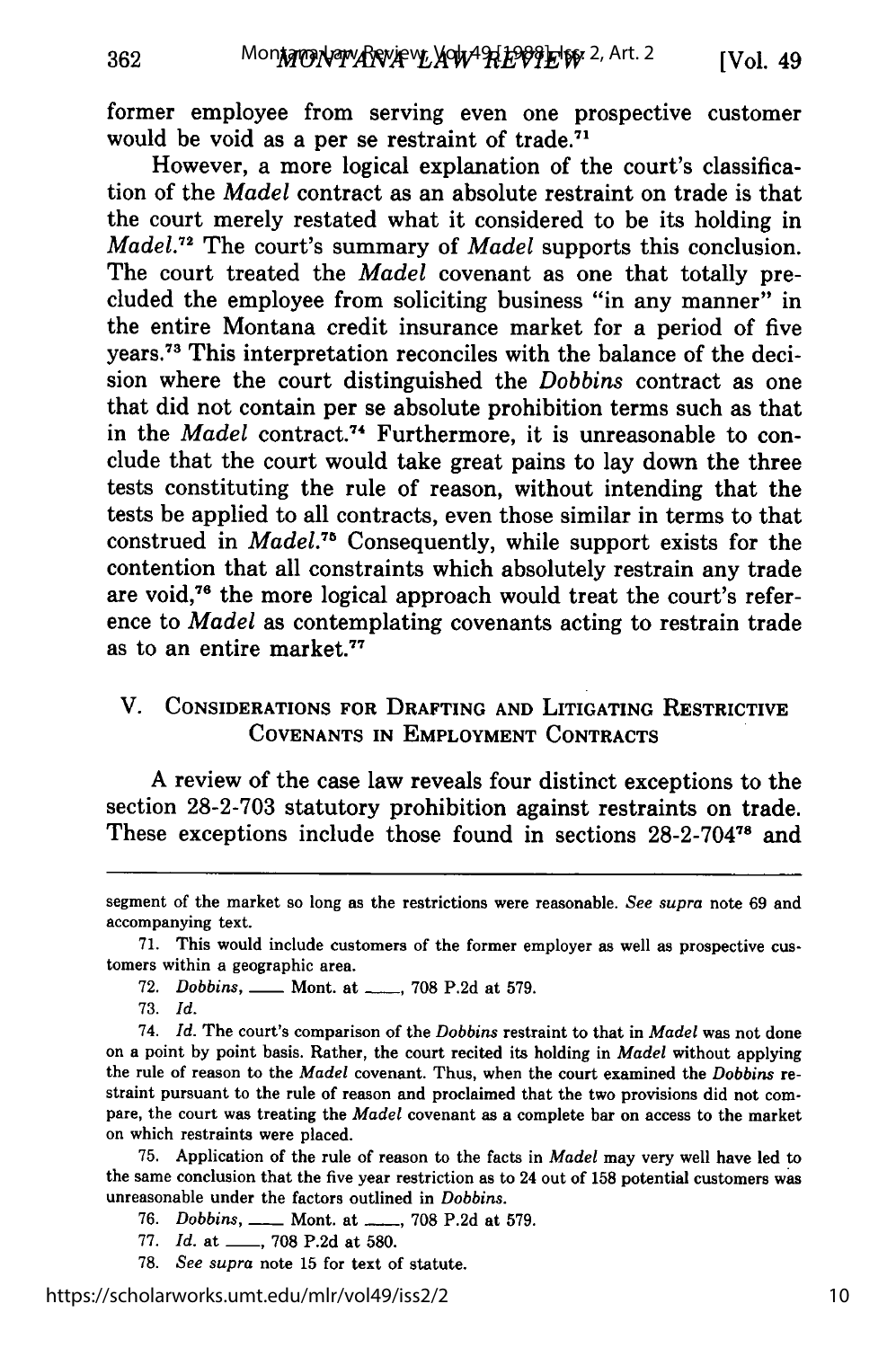former employee from serving even one prospective customer would be void as a per se restraint of trade.[71]

However, a more logical explanation of the court's classification of the *Madel* contract as an absolute restraint on trade is that the court merely restated what it considered to be its holding in *Madel*.[72] The court's summary of *Madel* supports this conclusion. The court treated the *Madel* covenant as one that totally precluded the employee from soliciting business "in any manner" in the entire Montana credit insurance market for a period of five years.[73] This interpretation reconciles with the balance of the decision where the court distinguished the *Dobbins* contract as one that did not contain per se absolute prohibition terms such as that in the *Madel* contract.[74] Furthermore, it is unreasonable to conclude that the court would take great pains to lay down the three tests constituting the rule of reason, without intending that the tests be applied to all contracts, even those similar in terms to that construed in *Madel*.[75] Consequently, while support exists for the contention that all constraints which absolutely restrain any trade are void,[76] the more logical approach would treat the court's reference to *Madel* as contemplating covenants acting to restrain trade as to an entire market.[77]

## V. Considerations for Drafting and Litigating Restrictive Covenants in Employment Contracts

A review of the case law reveals four distinct exceptions to the section 28-2-703 statutory prohibition against restraints on trade. These exceptions include those found in sections 28-2-704[78] and

---

segment of the market so long as the restrictions were reasonable. *See supra* note 69 and accompanying text.

71. This would include customers of the former employer as well as prospective customers within a geographic area.

72. *Dobbins*, ___ Mont. at ___, 708 P.2d at 579.

73. *Id.*

74. *Id.* The court's comparison of the *Dobbins* restraint to that in *Madel* was not done on a point by point basis. Rather, the court recited its holding in *Madel* without applying the rule of reason to the *Madel* covenant. Thus, when the court examined the *Dobbins* restraint pursuant to the rule of reason and proclaimed that the two provisions did not compare, the court was treating the *Madel* covenant as a complete bar on access to the market on which restraints were placed.

75. Application of the rule of reason to the facts in *Madel* may very well have led to the same conclusion that the five year restriction as to 24 out of 158 potential customers was unreasonable under the factors outlined in *Dobbins*.

76. *Dobbins*, ___ Mont. at ___, 708 P.2d at 579.

77. *Id.* at ___, 708 P.2d at 580.

78. *See supra* note 15 for text of statute.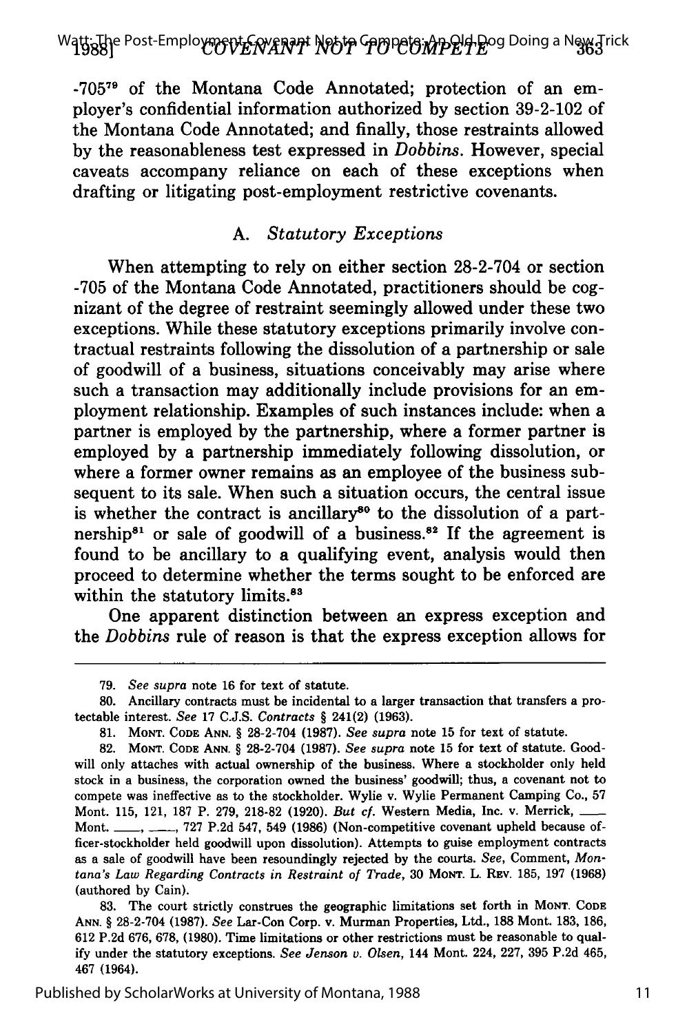-705[79] of the Montana Code Annotated; protection of an employer's confidential information authorized by section 39-2-102 of the Montana Code Annotated; and finally, those restraints allowed by the reasonableness test expressed in *Dobbins*. However, special caveats accompany reliance on each of these exceptions when drafting or litigating post-employment restrictive covenants.

### A. *Statutory Exceptions*

When attempting to rely on either section 28-2-704 or section -705 of the Montana Code Annotated, practitioners should be cognizant of the degree of restraint seemingly allowed under these two exceptions. While these statutory exceptions primarily involve contractual restraints following the dissolution of a partnership or sale of goodwill of a business, situations conceivably may arise where such a transaction may additionally include provisions for an employment relationship. Examples of such instances include: when a partner is employed by the partnership, where a former partner is employed by a partnership immediately following dissolution, or where a former owner remains as an employee of the business subsequent to its sale. When such a situation occurs, the central issue is whether the contract is ancillary[80] to the dissolution of a partnership[81] or sale of goodwill of a business.[82] If the agreement is found to be ancillary to a qualifying event, analysis would then proceed to determine whether the terms sought to be enforced are within the statutory limits.[83]

One apparent distinction between an express exception and the *Dobbins* rule of reason is that the express exception allows for

---

79. *See supra* note 16 for text of statute.

80. Ancillary contracts must be incidental to a larger transaction that transfers a protectable interest. *See* 17 C.J.S. *Contracts* § 241(2) (1963).

81. MONT. CODE ANN. § 28-2-704 (1987). *See supra* note 15 for text of statute.

82. MONT. CODE ANN. § 28-2-704 (1987). *See supra* note 15 for text of statute. Goodwill only attaches with actual ownership of the business. Where a stockholder only held stock in a business, the corporation owned the business' goodwill; thus, a covenant not to compete was ineffective as to the stockholder. Wylie v. Wylie Permanent Camping Co., 57 Mont. 115, 121, 187 P. 279, 218-82 (1920). *But cf.* Western Media, Inc. v. Merrick, ___ Mont. ___, ___, 727 P.2d 547, 549 (1986) (Non-competitive covenant upheld because officer-stockholder held goodwill upon dissolution). Attempts to guise employment contracts as a sale of goodwill have been resoundingly rejected by the courts. *See*, Comment, *Montana's Law Regarding Contracts in Restraint of Trade*, 30 MONT. L. REV. 185, 197 (1968) (authored by Cain).

83. The court strictly construes the geographic limitations set forth in MONT. CODE ANN. § 28-2-704 (1987). *See* Lar-Con Corp. v. Murman Properties, Ltd., 188 Mont. 183, 186, 612 P.2d 676, 678, (1980). Time limitations or other restrictions must be reasonable to qualify under the statutory exceptions. *See Jenson v. Olsen*, 144 Mont. 224, 227, 395 P.2d 465, 467 (1964).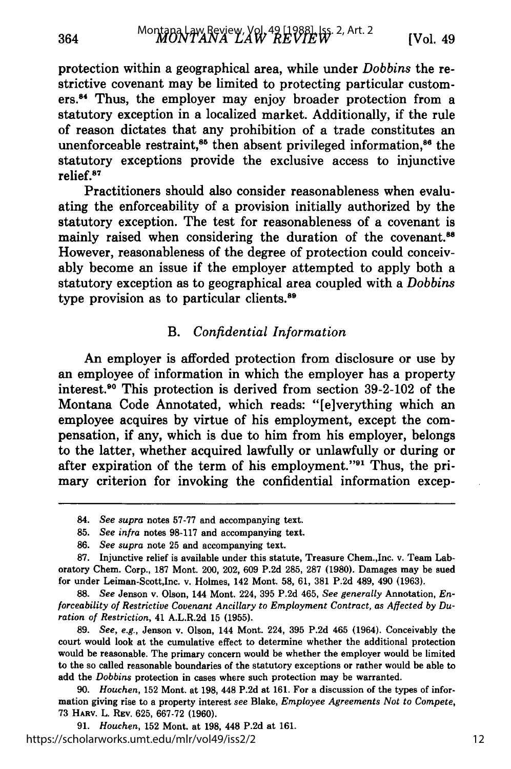protection within a geographical area, while under *Dobbins* the restrictive covenant may be limited to protecting particular customers.[84] Thus, the employer may enjoy broader protection from a statutory exception in a localized market. Additionally, if the rule of reason dictates that any prohibition of a trade constitutes an unenforceable restraint,[85] then absent privileged information,[86] the statutory exceptions provide the exclusive access to injunctive relief.[87]

Practitioners should also consider reasonableness when evaluating the enforceability of a provision initially authorized by the statutory exception. The test for reasonableness of a covenant is mainly raised when considering the duration of the covenant.[88] However, reasonableness of the degree of protection could conceivably become an issue if the employer attempted to apply both a statutory exception as to geographical area coupled with a *Dobbins* type provision as to particular clients.[89]

### B. *Confidential Information*

An employer is afforded protection from disclosure or use by an employee of information in which the employer has a property interest.[90] This protection is derived from section 39-2-102 of the Montana Code Annotated, which reads: "[e]verything which an employee acquires by virtue of his employment, except the compensation, if any, which is due to him from his employer, belongs to the latter, whether acquired lawfully or unlawfully or during or after expiration of the term of his employment."[91] Thus, the primary criterion for invoking the confidential information excep-

---

84. *See supra* notes 57-77 and accompanying text.

85. *See infra* notes 98-117 and accompanying text.

86. *See supra* note 25 and accompanying text.

87. Injunctive relief is available under this statute, Treasure Chem.,Inc. v. Team Laboratory Chem. Corp., 187 Mont. 200, 202, 609 P.2d 285, 287 (1980). Damages may be sued for under Leiman-Scott,Inc. v. Holmes, 142 Mont. 58, 61, 381 P.2d 489, 490 (1963).

88. *See* Jenson v. Olson, 144 Mont. 224, 395 P.2d 465, *See generally* Annotation, *Enforceability of Restrictive Covenant Ancillary to Employment Contract, as Affected by Duration of Restriction*, 41 A.L.R.2d 15 (1955).

89. *See, e.g.*, Jenson v. Olson, 144 Mont. 224, 395 P.2d 465 (1964). Conceivably the court would look at the cumulative effect to determine whether the additional protection would be reasonable. The primary concern would be whether the employer would be limited to the so called reasonable boundaries of the statutory exceptions or rather would be able to add the *Dobbins* protection in cases where such protection may be warranted.

90. *Houchen*, 152 Mont. at 198, 448 P.2d at 161. For a discussion of the types of information giving rise to a property interest *see* Blake, *Employee Agreements Not to Compete*, 73 HARV. L. REV. 625, 667-72 (1960).

91. *Houchen*, 152 Mont. at 198, 448 P.2d at 161.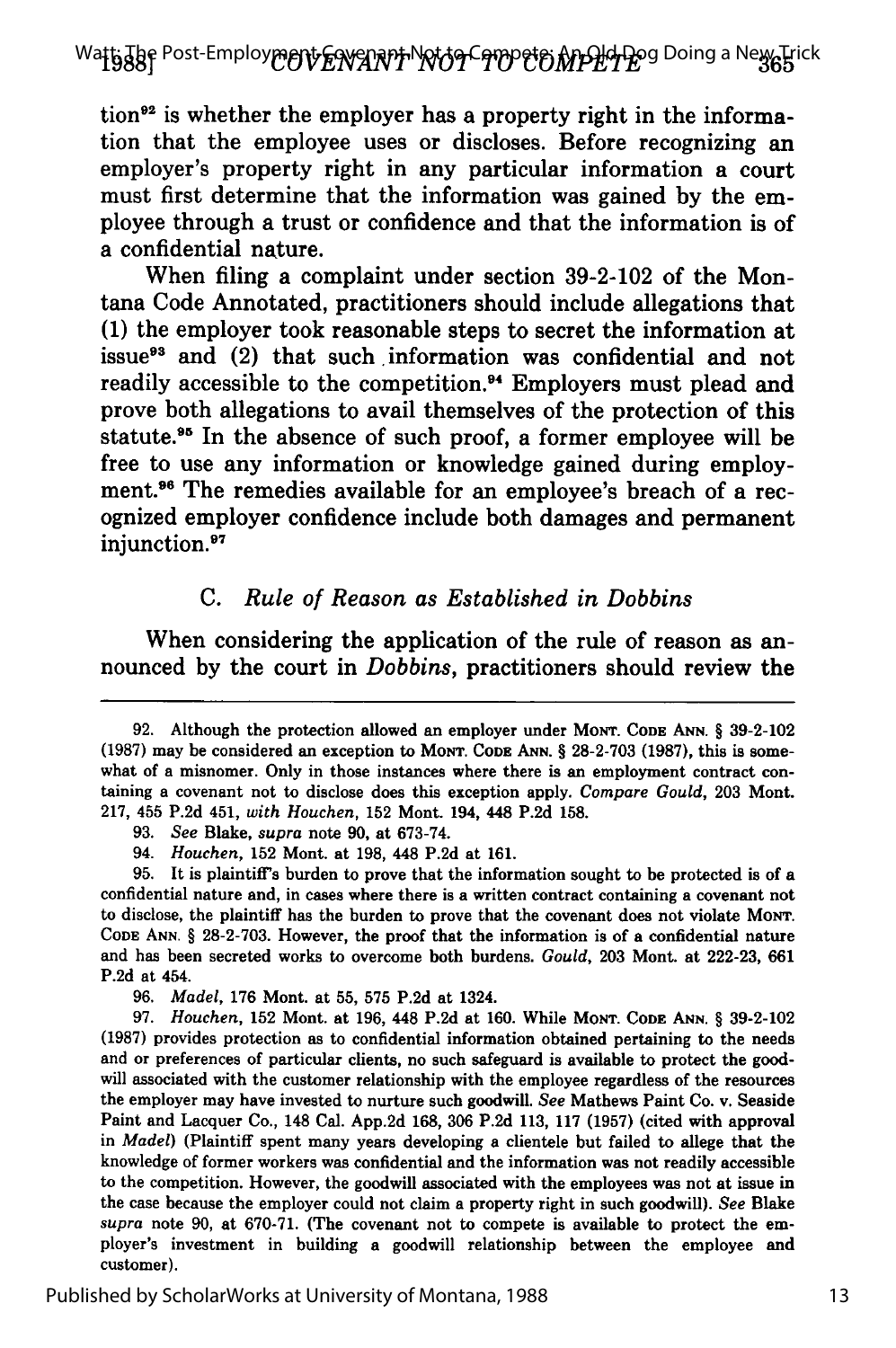tion[92] is whether the employer has a property right in the information that the employee uses or discloses. Before recognizing an employer's property right in any particular information a court must first determine that the information was gained by the employee through a trust or confidence and that the information is of a confidential nature.

When filing a complaint under section 39-2-102 of the Montana Code Annotated, practitioners should include allegations that (1) the employer took reasonable steps to secret the information at issue[93] and (2) that such information was confidential and not readily accessible to the competition.[94] Employers must plead and prove both allegations to avail themselves of the protection of this statute.[95] In the absence of such proof, a former employee will be free to use any information or knowledge gained during employment.[96] The remedies available for an employee's breach of a recognized employer confidence include both damages and permanent injunction.[97]

### C. *Rule of Reason as Established in Dobbins*

When considering the application of the rule of reason as announced by the court in *Dobbins*, practitioners should review the

---

92. Although the protection allowed an employer under MONT. CODE ANN. § 39-2-102 (1987) may be considered an exception to MONT. CODE ANN. § 28-2-703 (1987), this is somewhat of a misnomer. Only in those instances where there is an employment contract containing a covenant not to disclose does this exception apply. *Compare Gould*, 203 Mont. 217, 455 P.2d 451, *with Houchen*, 152 Mont. 194, 448 P.2d 158.

93. *See* Blake, *supra* note 90, at 673-74.

94. *Houchen*, 152 Mont. at 198, 448 P.2d at 161.

95. It is plaintiff's burden to prove that the information sought to be protected is of a confidential nature and, in cases where there is a written contract containing a covenant not to disclose, the plaintiff has the burden to prove that the covenant does not violate MONT. CODE ANN. § 28-2-703. However, the proof that the information is of a confidential nature and has been secreted works to overcome both burdens. *Gould*, 203 Mont. at 222-23, 661 P.2d at 454.

96. *Madel*, 176 Mont. at 55, 575 P.2d at 1324.

97. *Houchen*, 152 Mont. at 196, 448 P.2d at 160. While MONT. CODE ANN. § 39-2-102 (1987) provides protection as to confidential information obtained pertaining to the needs and or preferences of particular clients, no such safeguard is available to protect the goodwill associated with the customer relationship with the employee regardless of the resources the employer may have invested to nurture such goodwill. *See* Mathews Paint Co. v. Seaside Paint and Lacquer Co., 148 Cal. App.2d 168, 306 P.2d 113, 117 (1957) (cited with approval in *Madel*) (Plaintiff spent many years developing a clientele but failed to allege that the knowledge of former workers was confidential and the information was not readily accessible to the competition. However, the goodwill associated with the employees was not at issue in the case because the employer could not claim a property right in such goodwill). *See* Blake *supra* note 90, at 670-71. (The covenant not to compete is available to protect the employer's investment in building a goodwill relationship between the employee and customer).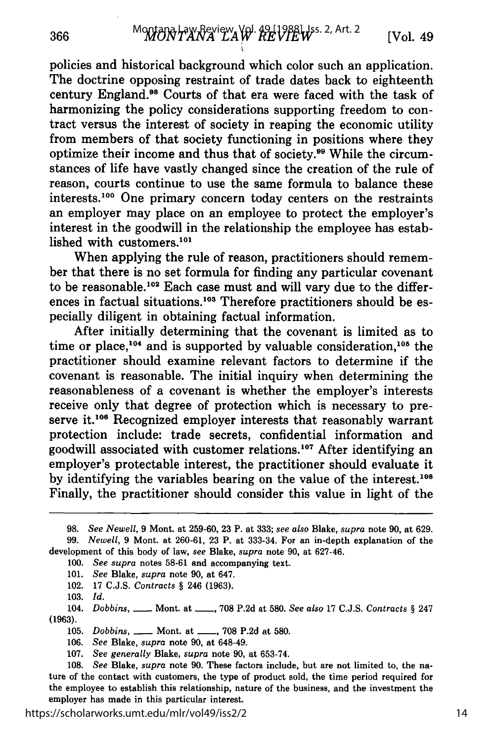policies and historical background which color such an application. The doctrine opposing restraint of trade dates back to eighteenth century England.[98] Courts of that era were faced with the task of harmonizing the policy considerations supporting freedom to contract versus the interest of society in reaping the economic utility from members of that society functioning in positions where they optimize their income and thus that of society.[99] While the circumstances of life have vastly changed since the creation of the rule of reason, courts continue to use the same formula to balance these interests.[100] One primary concern today centers on the restraints an employer may place on an employee to protect the employer's interest in the goodwill in the relationship the employee has established with customers.[101]

When applying the rule of reason, practitioners should remember that there is no set formula for finding any particular covenant to be reasonable.[102] Each case must and will vary due to the differences in factual situations.[103] Therefore practitioners should be especially diligent in obtaining factual information.

After initially determining that the covenant is limited as to time or place,[104] and is supported by valuable consideration,[105] the practitioner should examine relevant factors to determine if the covenant is reasonable. The initial inquiry when determining the reasonableness of a covenant is whether the employer's interests receive only that degree of protection which is necessary to preserve it.[106] Recognized employer interests that reasonably warrant protection include: trade secrets, confidential information and goodwill associated with customer relations.[107] After identifying an employer's protectable interest, the practitioner should evaluate it by identifying the variables bearing on the value of the interest.[108] Finally, the practitioner should consider this value in light of the

---

98. *See Newell*, 9 Mont. at 259-60, 23 P. at 333; *see also* Blake, *supra* note 90, at 629.

99. *Newell*, 9 Mont. at 260-61, 23 P. at 333-34. For an in-depth explanation of the development of this body of law, *see* Blake, *supra* note 90, at 627-46.

100. *See supra* notes 58-61 and accompanying text.

101. *See* Blake, *supra* note 90, at 647.

102. 17 C.J.S. *Contracts* § 246 (1963).

103. *Id.*

104. *Dobbins*, ___ Mont. at ___, 708 P.2d at 580. *See also* 17 C.J.S. *Contracts* § 247 (1963).

105. *Dobbins*, ___ Mont. at ___, 708 P.2d at 580.

106. *See* Blake, *supra* note 90, at 648-49.

107. *See generally* Blake, *supra* note 90, at 653-74.

108. *See* Blake, *supra* note 90. These factors include, but are not limited to, the nature of the contact with customers, the type of product sold, the time period required for the employee to establish this relationship, nature of the business, and the investment the employer has made in this particular interest.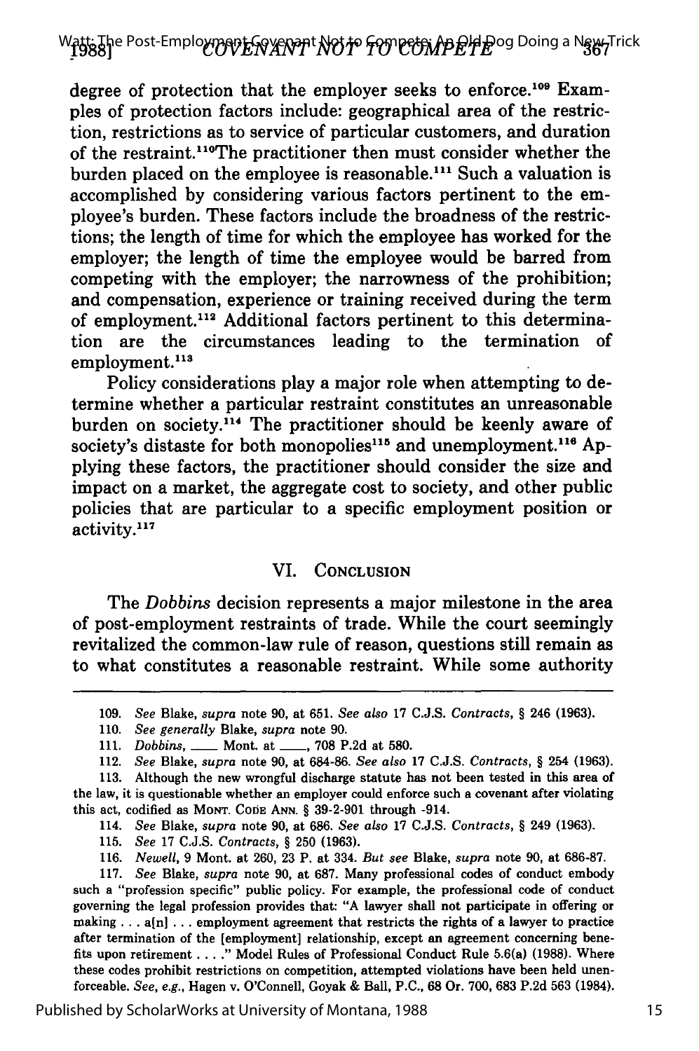degree of protection that the employer seeks to enforce.[109] Examples of protection factors include: geographical area of the restriction, restrictions as to service of particular customers, and duration of the restraint.[110] The practitioner then must consider whether the burden placed on the employee is reasonable.[111] Such a valuation is accomplished by considering various factors pertinent to the employee's burden. These factors include the broadness of the restrictions; the length of time for which the employee has worked for the employer; the length of time the employee would be barred from competing with the employer; the narrowness of the prohibition; and compensation, experience or training received during the term of employment.[112] Additional factors pertinent to this determination are the circumstances leading to the termination of employment.[113]

Policy considerations play a major role when attempting to determine whether a particular restraint constitutes an unreasonable burden on society.[114] The practitioner should be keenly aware of society's distaste for both monopolies[115] and unemployment.[116] Applying these factors, the practitioner should consider the size and impact on a market, the aggregate cost to society, and other public policies that are particular to a specific employment position or activity.[117]

## VI. Conclusion

The *Dobbins* decision represents a major milestone in the area of post-employment restraints of trade. While the court seemingly revitalized the common-law rule of reason, questions still remain as to what constitutes a reasonable restraint. While some authority

---

109. *See* Blake, *supra* note 90, at 651. *See also* 17 C.J.S. *Contracts*, § 246 (1963).

110. *See generally* Blake, *supra* note 90.

111. *Dobbins*, \_\_\_\_ Mont. at \_\_\_\_, 708 P.2d at 580.

112. *See* Blake, *supra* note 90, at 684-86. *See also* 17 C.J.S. *Contracts*, § 254 (1963).

113. Although the new wrongful discharge statute has not been tested in this area of the law, it is questionable whether an employer could enforce such a covenant after violating this act, codified as Mont. Code Ann. § 39-2-901 through -914.

114. *See* Blake, *supra* note 90, at 686. *See also* 17 C.J.S. *Contracts*, § 249 (1963).

115. *See* 17 C.J.S. *Contracts*, § 250 (1963).

116. *Newell*, 9 Mont. at 260, 23 P. at 334. *But see* Blake, *supra* note 90, at 686-87.

117. *See* Blake, *supra* note 90, at 687. Many professional codes of conduct embody such a "profession specific" public policy. For example, the professional code of conduct governing the legal profession provides that: "A lawyer shall not participate in offering or making . . . a[n] . . . employment agreement that restricts the rights of a lawyer to practice after termination of the [employment] relationship, except an agreement concerning benefits upon retirement . . . ." Model Rules of Professional Conduct Rule 5.6(a) (1988). Where these codes prohibit restrictions on competition, attempted violations have been held unenforceable. *See, e.g.*, Hagen v. O'Connell, Goyak & Ball, P.C., 68 Or. 700, 683 P.2d 563 (1984).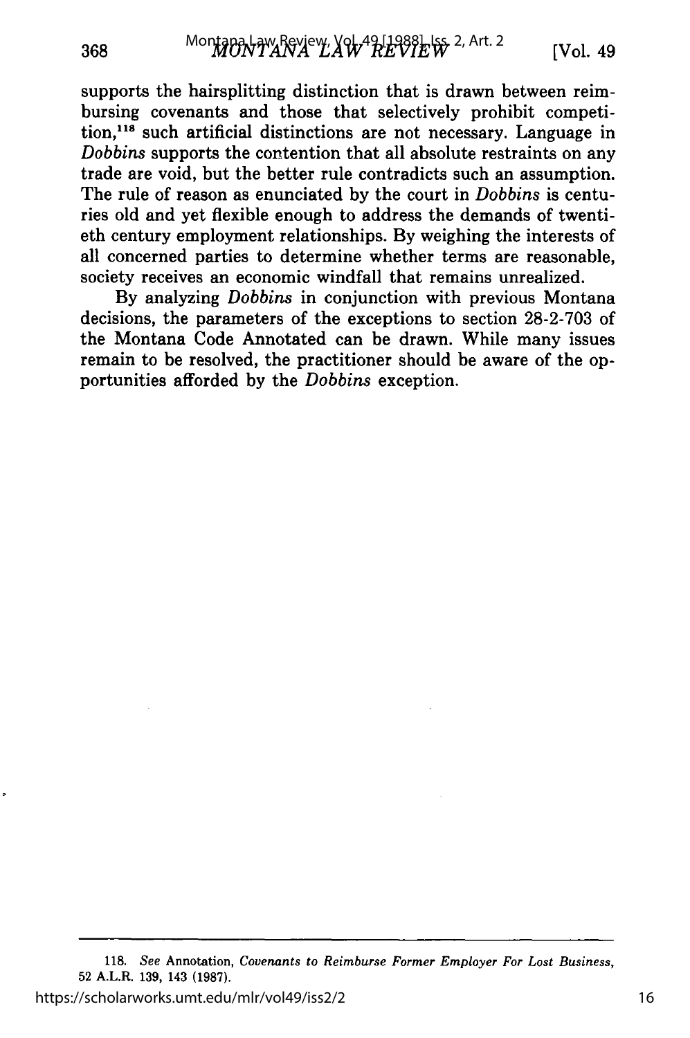supports the hairsplitting distinction that is drawn between reimbursing covenants and those that selectively prohibit competition,[118] such artificial distinctions are not necessary. Language in *Dobbins* supports the contention that all absolute restraints on any trade are void, but the better rule contradicts such an assumption. The rule of reason as enunciated by the court in *Dobbins* is centuries old and yet flexible enough to address the demands of twentieth century employment relationships. By weighing the interests of all concerned parties to determine whether terms are reasonable, society receives an economic windfall that remains unrealized.

By analyzing *Dobbins* in conjunction with previous Montana decisions, the parameters of the exceptions to section 28-2-703 of the Montana Code Annotated can be drawn. While many issues remain to be resolved, the practitioner should be aware of the opportunities afforded by the *Dobbins* exception.

---

118. *See* Annotation, *Covenants to Reimburse Former Employer For Lost Business*, 52 A.L.R. 139, 143 (1987).